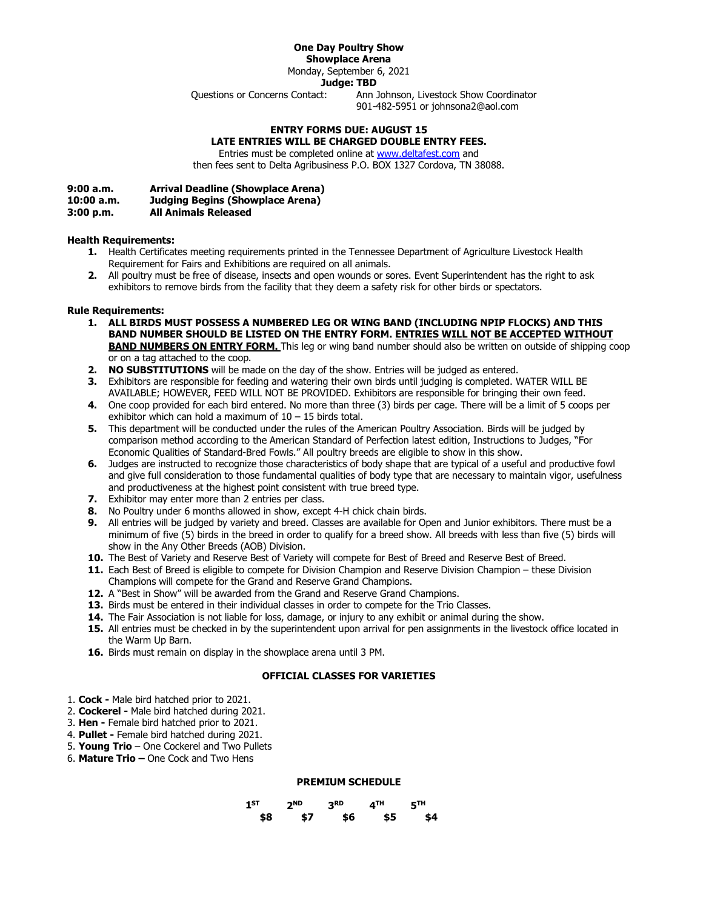**One Day Poultry Show**
**Showplace Arena**
Monday, September 6, 2021
**Judge: TBD**

Questions or Concerns Contact: Ann Johnson, Livestock Show Coordinator
901-482-5951 or johnsona2@aol.com

**ENTRY FORMS DUE: AUGUST 15**
**LATE ENTRIES WILL BE CHARGED DOUBLE ENTRY FEES.**
Entries must be completed online at www.deltafest.com and
then fees sent to Delta Agribusiness P.O. BOX 1327 Cordova, TN 38088.

**9:00 a.m. Arrival Deadline (Showplace Arena)**
**10:00 a.m. Judging Begins (Showplace Arena)**
**3:00 p.m. All Animals Released**

**Health Requirements:**

1. Health Certificates meeting requirements printed in the Tennessee Department of Agriculture Livestock Health Requirement for Fairs and Exhibitions are required on all animals.
2. All poultry must be free of disease, insects and open wounds or sores. Event Superintendent has the right to ask exhibitors to remove birds from the facility that they deem a safety risk for other birds or spectators.

**Rule Requirements:**

1. **ALL BIRDS MUST POSSESS A NUMBERED LEG OR WING BAND (INCLUDING NPIP FLOCKS) AND THIS BAND NUMBER SHOULD BE LISTED ON THE ENTRY FORM. ENTRIES WILL NOT BE ACCEPTED WITHOUT BAND NUMBERS ON ENTRY FORM.** This leg or wing band number should also be written on outside of shipping coop or on a tag attached to the coop.
2. **NO SUBSTITUTIONS** will be made on the day of the show. Entries will be judged as entered.
3. Exhibitors are responsible for feeding and watering their own birds until judging is completed. WATER WILL BE AVAILABLE; HOWEVER, FEED WILL NOT BE PROVIDED. Exhibitors are responsible for bringing their own feed.
4. One coop provided for each bird entered. No more than three (3) birds per cage. There will be a limit of 5 coops per exhibitor which can hold a maximum of 10 – 15 birds total.
5. This department will be conducted under the rules of the American Poultry Association. Birds will be judged by comparison method according to the American Standard of Perfection latest edition, Instructions to Judges, "For Economic Qualities of Standard-Bred Fowls." All poultry breeds are eligible to show in this show.
6. Judges are instructed to recognize those characteristics of body shape that are typical of a useful and productive fowl and give full consideration to those fundamental qualities of body type that are necessary to maintain vigor, usefulness and productiveness at the highest point consistent with true breed type.
7. Exhibitor may enter more than 2 entries per class.
8. No Poultry under 6 months allowed in show, except 4-H chick chain birds.
9. All entries will be judged by variety and breed. Classes are available for Open and Junior exhibitors. There must be a minimum of five (5) birds in the breed in order to qualify for a breed show. All breeds with less than five (5) birds will show in the Any Other Breeds (AOB) Division.
10. The Best of Variety and Reserve Best of Variety will compete for Best of Breed and Reserve Best of Breed.
11. Each Best of Breed is eligible to compete for Division Champion and Reserve Division Champion – these Division Champions will compete for the Grand and Reserve Grand Champions.
12. A "Best in Show" will be awarded from the Grand and Reserve Grand Champions.
13. Birds must be entered in their individual classes in order to compete for the Trio Classes.
14. The Fair Association is not liable for loss, damage, or injury to any exhibit or animal during the show.
15. All entries must be checked in by the superintendent upon arrival for pen assignments in the livestock office located in the Warm Up Barn.
16. Birds must remain on display in the showplace arena until 3 PM.

**OFFICIAL CLASSES FOR VARIETIES**

1. **Cock -** Male bird hatched prior to 2021.
2. **Cockerel -** Male bird hatched during 2021.
3. **Hen -** Female bird hatched prior to 2021.
4. **Pullet -** Female bird hatched during 2021.
5. **Young Trio** – One Cockerel and Two Pullets
6. **Mature Trio –** One Cock and Two Hens

**PREMIUM SCHEDULE**

| 1ST | 2ND | 3RD | 4TH | 5TH |
|---|---|---|---|---|
| $8 | $7 | $6 | $5 | $4 |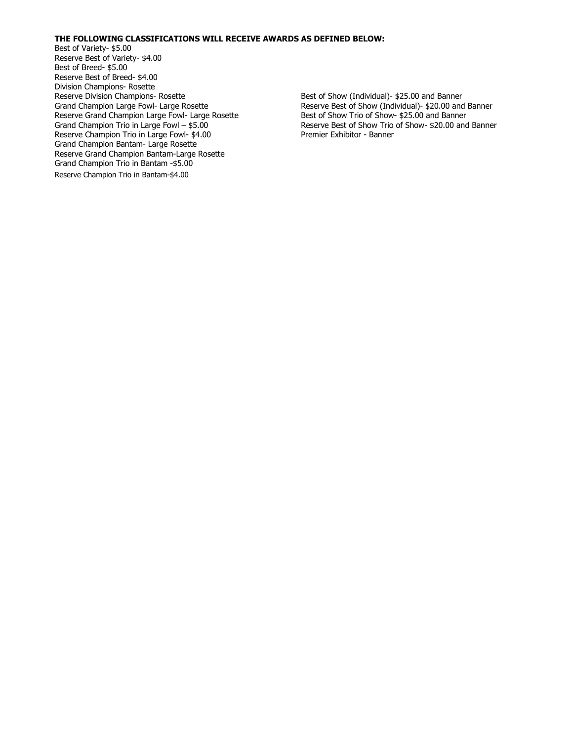**THE FOLLOWING CLASSIFICATIONS WILL RECEIVE AWARDS AS DEFINED BELOW:**

Best of Variety- $5.00
Reserve Best of Variety- $4.00
Best of Breed- $5.00
Reserve Best of Breed- $4.00
Division Champions- Rosette
Reserve Division Champions- Rosette
Grand Champion Large Fowl- Large Rosette
Reserve Grand Champion Large Fowl- Large Rosette
Grand Champion Trio in Large Fowl – $5.00
Reserve Champion Trio in Large Fowl- $4.00
Grand Champion Bantam- Large Rosette
Reserve Grand Champion Bantam-Large Rosette
Grand Champion Trio in Bantam -$5.00
Reserve Champion Trio in Bantam-$4.00

Best of Show (Individual)- $25.00 and Banner
Reserve Best of Show (Individual)- $20.00 and Banner
Best of Show Trio of Show- $25.00 and Banner
Reserve Best of Show Trio of Show- $20.00 and Banner
Premier Exhibitor - Banner